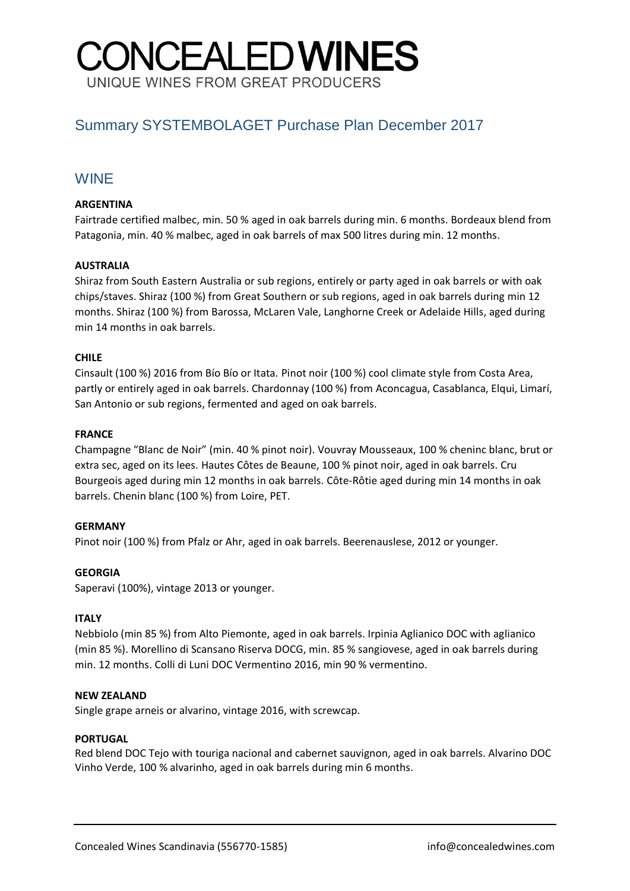# CONCEALED WINES

UNIQUE WINES FROM GREAT PRODUCERS

## Summary SYSTEMBOLAGET Purchase Plan December 2017

## WINE

**ARGENTINA**

Fairtrade certified malbec, min. 50 % aged in oak barrels during min. 6 months. Bordeaux blend from Patagonia, min. 40 % malbec, aged in oak barrels of max 500 litres during min. 12 months.

**AUSTRALIA**

Shiraz from South Eastern Australia or sub regions, entirely or party aged in oak barrels or with oak chips/staves. Shiraz (100 %) from Great Southern or sub regions, aged in oak barrels during min 12 months. Shiraz (100 %) from Barossa, McLaren Vale, Langhorne Creek or Adelaide Hills, aged during min 14 months in oak barrels.

**CHILE**

Cinsault (100 %) 2016 from Bío Bío or Itata. Pinot noir (100 %) cool climate style from Costa Area, partly or entirely aged in oak barrels. Chardonnay (100 %) from Aconcagua, Casablanca, Elqui, Limarí, San Antonio or sub regions, fermented and aged on oak barrels.

**FRANCE**

Champagne "Blanc de Noir" (min. 40 % pinot noir). Vouvray Mousseaux, 100 % cheninc blanc, brut or extra sec, aged on its lees. Hautes Côtes de Beaune, 100 % pinot noir, aged in oak barrels. Cru Bourgeois aged during min 12 months in oak barrels. Côte-Rôtie aged during min 14 months in oak barrels. Chenin blanc (100 %) from Loire, PET.

**GERMANY**

Pinot noir (100 %) from Pfalz or Ahr, aged in oak barrels. Beerenauslese, 2012 or younger.

**GEORGIA**

Saperavi (100%), vintage 2013 or younger.

**ITALY**

Nebbiolo (min 85 %) from Alto Piemonte, aged in oak barrels. Irpinia Aglianico DOC with aglianico (min 85 %). Morellino di Scansano Riserva DOCG, min. 85 % sangiovese, aged in oak barrels during min. 12 months. Colli di Luni DOC Vermentino 2016, min 90 % vermentino.

**NEW ZEALAND**

Single grape arneis or alvarino, vintage 2016, with screwcap.

**PORTUGAL**

Red blend DOC Tejo with touriga nacional and cabernet sauvignon, aged in oak barrels. Alvarino DOC Vinho Verde, 100 % alvarinho, aged in oak barrels during min 6 months.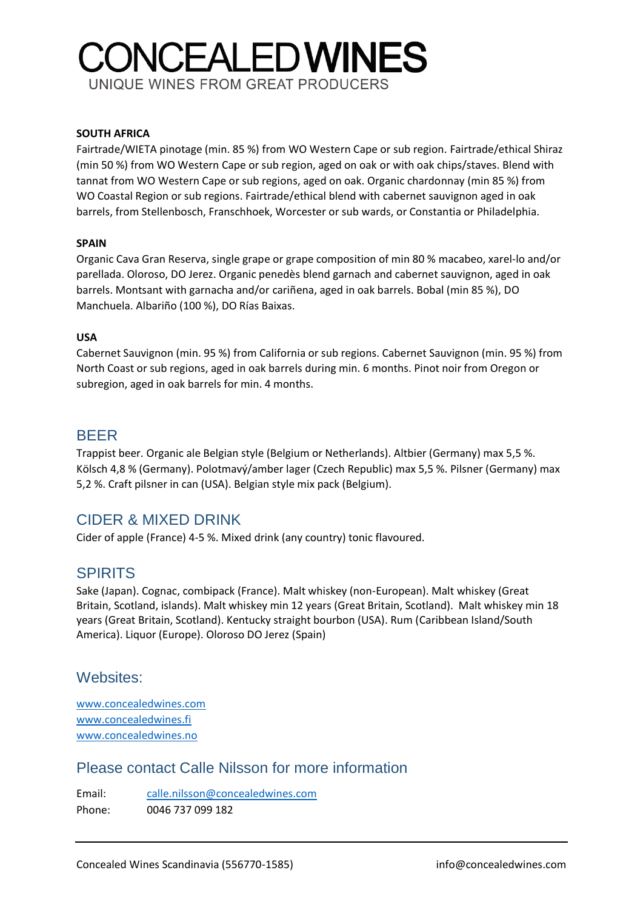# CONCEALED WINES

UNIQUE WINES FROM GREAT PRODUCERS

**SOUTH AFRICA**

Fairtrade/WIETA pinotage (min. 85 %) from WO Western Cape or sub region. Fairtrade/ethical Shiraz (min 50 %) from WO Western Cape or sub region, aged on oak or with oak chips/staves. Blend with tannat from WO Western Cape or sub regions, aged on oak. Organic chardonnay (min 85 %) from WO Coastal Region or sub regions. Fairtrade/ethical blend with cabernet sauvignon aged in oak barrels, from Stellenbosch, Franschhoek, Worcester or sub wards, or Constantia or Philadelphia.

**SPAIN**

Organic Cava Gran Reserva, single grape or grape composition of min 80 % macabeo, xarel-lo and/or parellada. Oloroso, DO Jerez. Organic penedès blend garnach and cabernet sauvignon, aged in oak barrels. Montsant with garnacha and/or cariñena, aged in oak barrels. Bobal (min 85 %), DO Manchuela. Albariño (100 %), DO Rías Baixas.

**USA**

Cabernet Sauvignon (min. 95 %) from California or sub regions. Cabernet Sauvignon (min. 95 %) from North Coast or sub regions, aged in oak barrels during min. 6 months. Pinot noir from Oregon or subregion, aged in oak barrels for min. 4 months.

## BEER

Trappist beer. Organic ale Belgian style (Belgium or Netherlands). Altbier (Germany) max 5,5 %. Kölsch 4,8 % (Germany). Polotmavý/amber lager (Czech Republic) max 5,5 %. Pilsner (Germany) max 5,2 %. Craft pilsner in can (USA). Belgian style mix pack (Belgium).

## CIDER & MIXED DRINK

Cider of apple (France) 4-5 %. Mixed drink (any country) tonic flavoured.

## SPIRITS

Sake (Japan). Cognac, combipack (France). Malt whiskey (non-European). Malt whiskey (Great Britain, Scotland, islands). Malt whiskey min 12 years (Great Britain, Scotland). Malt whiskey min 18 years (Great Britain, Scotland). Kentucky straight bourbon (USA). Rum (Caribbean Island/South America). Liquor (Europe). Oloroso DO Jerez (Spain)

## Websites:

www.concealedwines.com
www.concealedwines.fi
www.concealedwines.no

## Please contact Calle Nilsson for more information

| | |
|---|---|
| Email: | calle.nilsson@concealedwines.com |
| Phone: | 0046 737 099 182 |

Concealed Wines Scandinavia (556770-1585) info@concealedwines.com